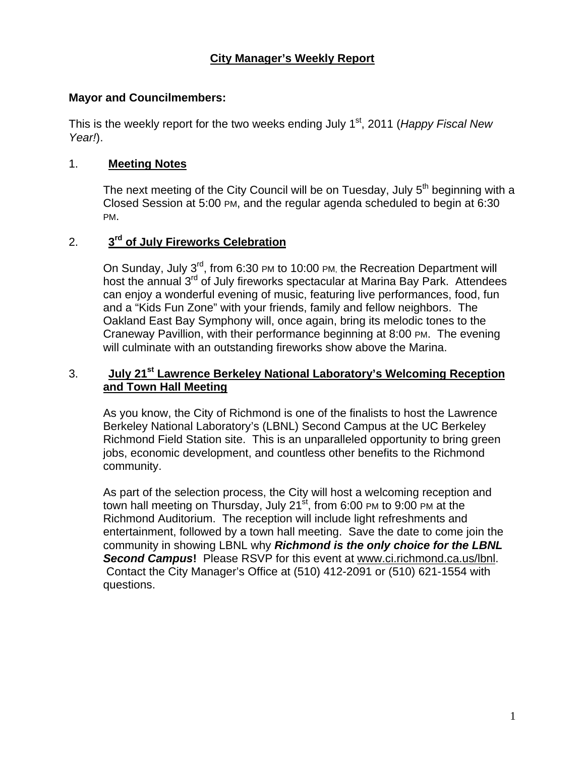# City Manager's Weekly Report

**Mayor and Councilmembers:**

This is the weekly report for the two weeks ending July 1st, 2011 (*Happy Fiscal New Year!*).

## 1. Meeting Notes

The next meeting of the City Council will be on Tuesday, July 5th beginning with a Closed Session at 5:00 PM, and the regular agenda scheduled to begin at 6:30 PM.

## 2. 3rd of July Fireworks Celebration

On Sunday, July 3rd, from 6:30 PM to 10:00 PM, the Recreation Department will host the annual 3rd of July fireworks spectacular at Marina Bay Park. Attendees can enjoy a wonderful evening of music, featuring live performances, food, fun and a "Kids Fun Zone" with your friends, family and fellow neighbors. The Oakland East Bay Symphony will, once again, bring its melodic tones to the Craneway Pavillion, with their performance beginning at 8:00 PM. The evening will culminate with an outstanding fireworks show above the Marina.

## 3. July 21st Lawrence Berkeley National Laboratory's Welcoming Reception and Town Hall Meeting

As you know, the City of Richmond is one of the finalists to host the Lawrence Berkeley National Laboratory's (LBNL) Second Campus at the UC Berkeley Richmond Field Station site. This is an unparalleled opportunity to bring green jobs, economic development, and countless other benefits to the Richmond community.

As part of the selection process, the City will host a welcoming reception and town hall meeting on Thursday, July 21st, from 6:00 PM to 9:00 PM at the Richmond Auditorium. The reception will include light refreshments and entertainment, followed by a town hall meeting. Save the date to come join the community in showing LBNL why ***Richmond is the only choice for the LBNL Second Campus*!** Please RSVP for this event at www.ci.richmond.ca.us/lbnl. Contact the City Manager's Office at (510) 412-2091 or (510) 621-1554 with questions.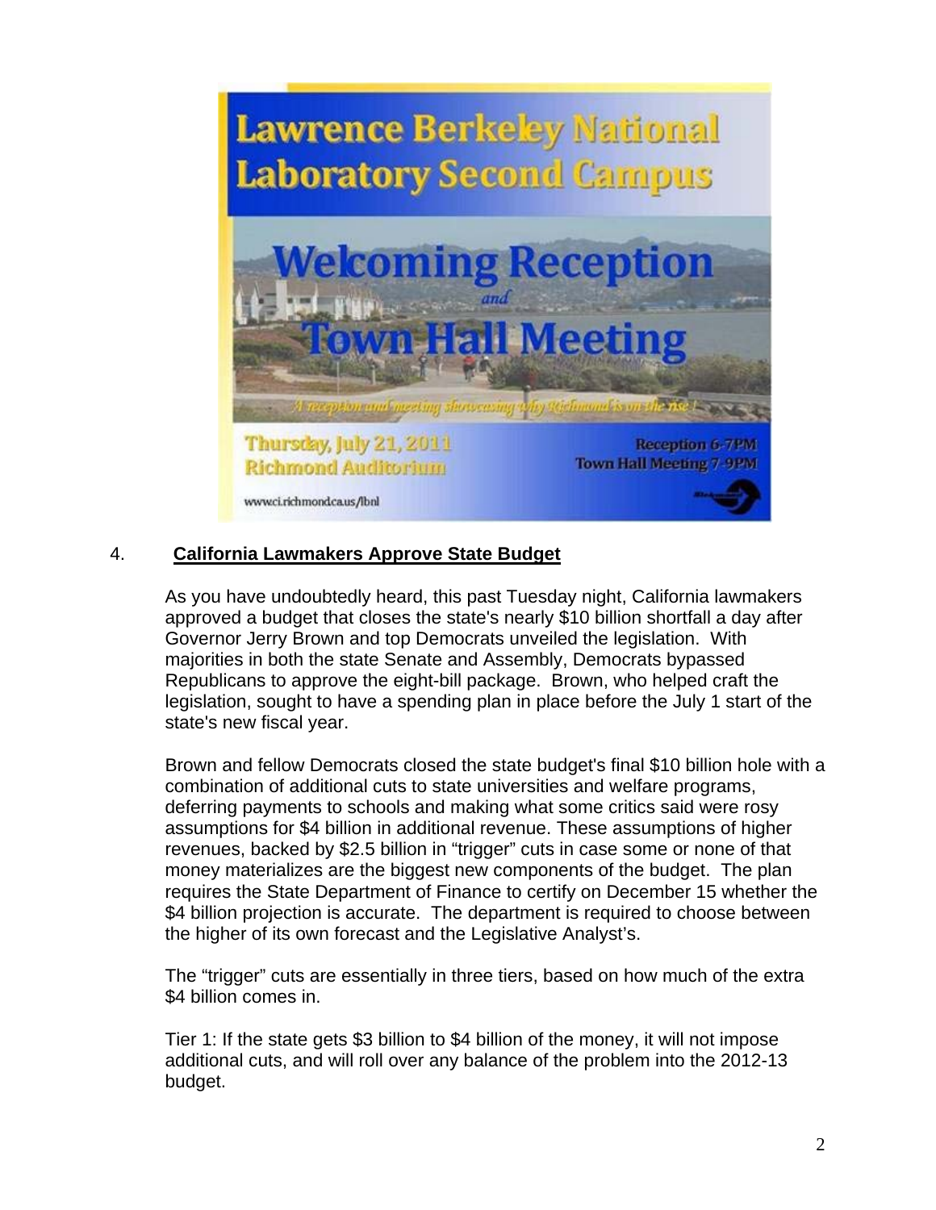Lawrence Berkeley National Laboratory Second Campus

Welcoming Reception and Town Hall Meeting

*A reception and meeting showcasing why Richmond is on the rise!*

Thursday, July 21, 2011
Richmond Auditorium

Reception 6-7PM
Town Hall Meeting 7-9PM

www.ci.richmond.ca.us/lbnl

4. **California Lawmakers Approve State Budget**

As you have undoubtedly heard, this past Tuesday night, California lawmakers approved a budget that closes the state's nearly $10 billion shortfall a day after Governor Jerry Brown and top Democrats unveiled the legislation. With majorities in both the state Senate and Assembly, Democrats bypassed Republicans to approve the eight-bill package. Brown, who helped craft the legislation, sought to have a spending plan in place before the July 1 start of the state's new fiscal year.

Brown and fellow Democrats closed the state budget's final $10 billion hole with a combination of additional cuts to state universities and welfare programs, deferring payments to schools and making what some critics said were rosy assumptions for $4 billion in additional revenue. These assumptions of higher revenues, backed by $2.5 billion in "trigger" cuts in case some or none of that money materializes are the biggest new components of the budget. The plan requires the State Department of Finance to certify on December 15 whether the $4 billion projection is accurate. The department is required to choose between the higher of its own forecast and the Legislative Analyst's.

The "trigger" cuts are essentially in three tiers, based on how much of the extra $4 billion comes in.

Tier 1: If the state gets $3 billion to $4 billion of the money, it will not impose additional cuts, and will roll over any balance of the problem into the 2012-13 budget.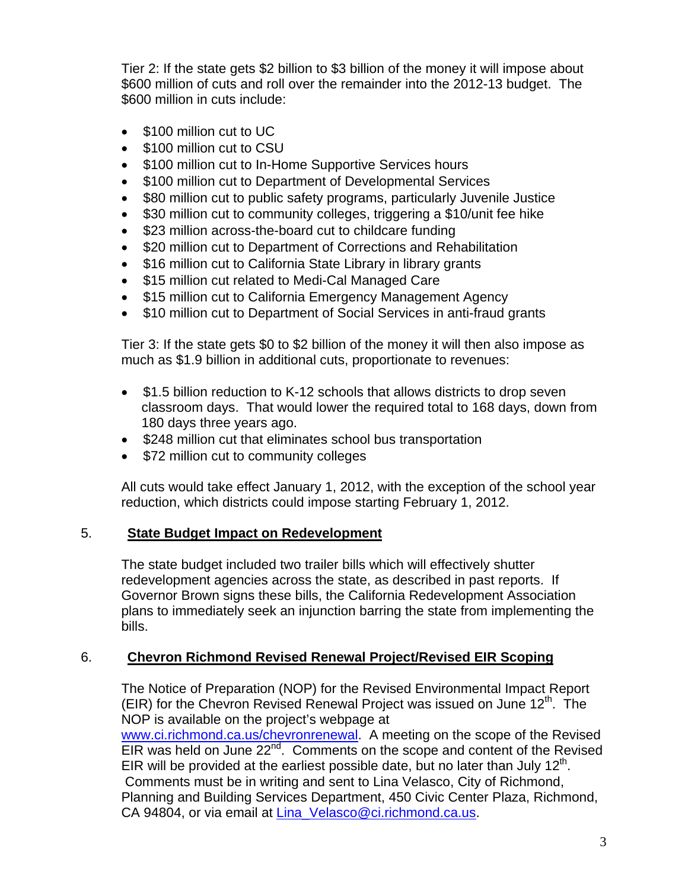Tier 2: If the state gets $2 billion to $3 billion of the money it will impose about $600 million of cuts and roll over the remainder into the 2012-13 budget. The $600 million in cuts include:

- $100 million cut to UC
- $100 million cut to CSU
- $100 million cut to In-Home Supportive Services hours
- $100 million cut to Department of Developmental Services
- $80 million cut to public safety programs, particularly Juvenile Justice
- $30 million cut to community colleges, triggering a $10/unit fee hike
- $23 million across-the-board cut to childcare funding
- $20 million cut to Department of Corrections and Rehabilitation
- $16 million cut to California State Library in library grants
- $15 million cut related to Medi-Cal Managed Care
- $15 million cut to California Emergency Management Agency
- $10 million cut to Department of Social Services in anti-fraud grants

Tier 3: If the state gets $0 to $2 billion of the money it will then also impose as much as $1.9 billion in additional cuts, proportionate to revenues:

- $1.5 billion reduction to K-12 schools that allows districts to drop seven classroom days. That would lower the required total to 168 days, down from 180 days three years ago.
- $248 million cut that eliminates school bus transportation
- $72 million cut to community colleges

All cuts would take effect January 1, 2012, with the exception of the school year reduction, which districts could impose starting February 1, 2012.

## 5. **State Budget Impact on Redevelopment**

The state budget included two trailer bills which will effectively shutter redevelopment agencies across the state, as described in past reports. If Governor Brown signs these bills, the California Redevelopment Association plans to immediately seek an injunction barring the state from implementing the bills.

## 6. **Chevron Richmond Revised Renewal Project/Revised EIR Scoping**

The Notice of Preparation (NOP) for the Revised Environmental Impact Report (EIR) for the Chevron Revised Renewal Project was issued on June 12th. The NOP is available on the project's webpage at www.ci.richmond.ca.us/chevronrenewal. A meeting on the scope of the Revised EIR was held on June 22nd. Comments on the scope and content of the Revised EIR will be provided at the earliest possible date, but no later than July 12th. Comments must be in writing and sent to Lina Velasco, City of Richmond, Planning and Building Services Department, 450 Civic Center Plaza, Richmond, CA 94804, or via email at Lina_Velasco@ci.richmond.ca.us.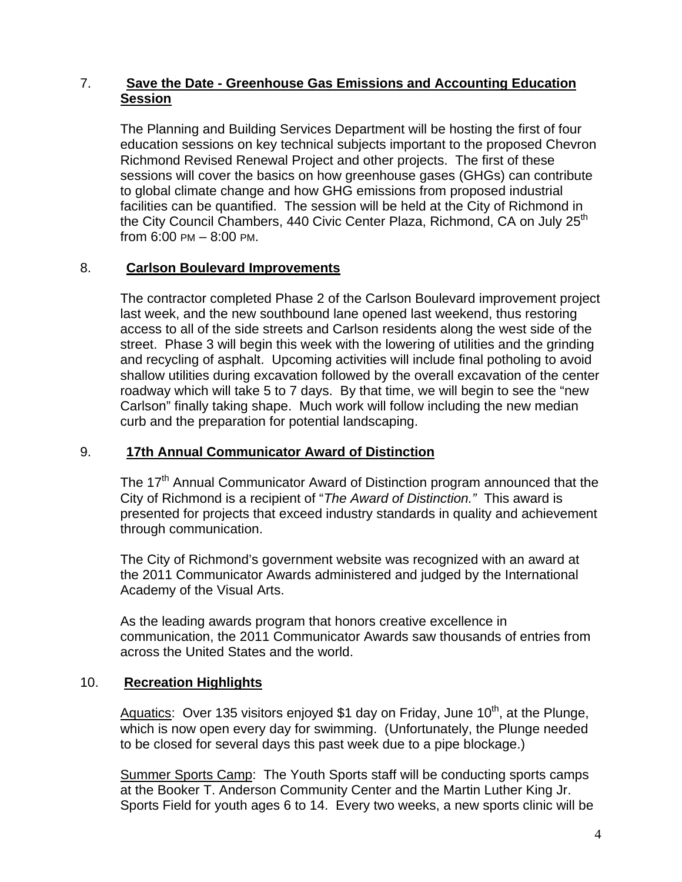7. **Save the Date - Greenhouse Gas Emissions and Accounting Education Session**

   The Planning and Building Services Department will be hosting the first of four education sessions on key technical subjects important to the proposed Chevron Richmond Revised Renewal Project and other projects. The first of these sessions will cover the basics on how greenhouse gases (GHGs) can contribute to global climate change and how GHG emissions from proposed industrial facilities can be quantified. The session will be held at the City of Richmond in the City Council Chambers, 440 Civic Center Plaza, Richmond, CA on July 25th from 6:00 PM – 8:00 PM.

8. **Carlson Boulevard Improvements**

   The contractor completed Phase 2 of the Carlson Boulevard improvement project last week, and the new southbound lane opened last weekend, thus restoring access to all of the side streets and Carlson residents along the west side of the street. Phase 3 will begin this week with the lowering of utilities and the grinding and recycling of asphalt. Upcoming activities will include final potholing to avoid shallow utilities during excavation followed by the overall excavation of the center roadway which will take 5 to 7 days. By that time, we will begin to see the "new Carlson" finally taking shape. Much work will follow including the new median curb and the preparation for potential landscaping.

9. **17th Annual Communicator Award of Distinction**

   The 17th Annual Communicator Award of Distinction program announced that the City of Richmond is a recipient of "*The Award of Distinction.*" This award is presented for projects that exceed industry standards in quality and achievement through communication.

   The City of Richmond's government website was recognized with an award at the 2011 Communicator Awards administered and judged by the International Academy of the Visual Arts.

   As the leading awards program that honors creative excellence in communication, the 2011 Communicator Awards saw thousands of entries from across the United States and the world.

10. **Recreation Highlights**

    Aquatics: Over 135 visitors enjoyed $1 day on Friday, June 10th, at the Plunge, which is now open every day for swimming. (Unfortunately, the Plunge needed to be closed for several days this past week due to a pipe blockage.)

    Summer Sports Camp: The Youth Sports staff will be conducting sports camps at the Booker T. Anderson Community Center and the Martin Luther King Jr. Sports Field for youth ages 6 to 14. Every two weeks, a new sports clinic will be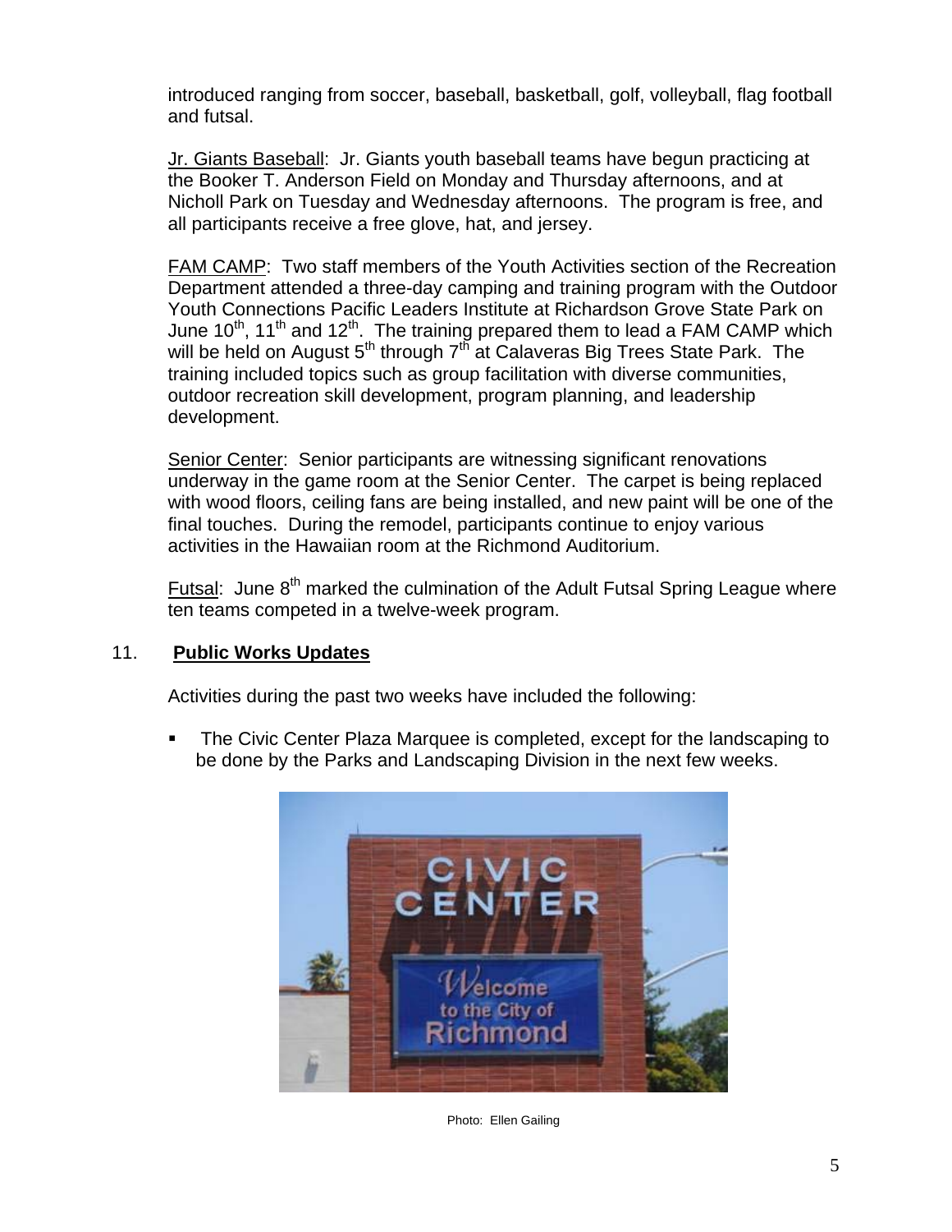introduced ranging from soccer, baseball, basketball, golf, volleyball, flag football and futsal.

Jr. Giants Baseball: Jr. Giants youth baseball teams have begun practicing at the Booker T. Anderson Field on Monday and Thursday afternoons, and at Nicholl Park on Tuesday and Wednesday afternoons. The program is free, and all participants receive a free glove, hat, and jersey.

FAM CAMP: Two staff members of the Youth Activities section of the Recreation Department attended a three-day camping and training program with the Outdoor Youth Connections Pacific Leaders Institute at Richardson Grove State Park on June 10th, 11th and 12th. The training prepared them to lead a FAM CAMP which will be held on August 5th through 7th at Calaveras Big Trees State Park. The training included topics such as group facilitation with diverse communities, outdoor recreation skill development, program planning, and leadership development.

Senior Center: Senior participants are witnessing significant renovations underway in the game room at the Senior Center. The carpet is being replaced with wood floors, ceiling fans are being installed, and new paint will be one of the final touches. During the remodel, participants continue to enjoy various activities in the Hawaiian room at the Richmond Auditorium.

Futsal: June 8th marked the culmination of the Adult Futsal Spring League where ten teams competed in a twelve-week program.

## 11. Public Works Updates

Activities during the past two weeks have included the following:

- The Civic Center Plaza Marquee is completed, except for the landscaping to be done by the Parks and Landscaping Division in the next few weeks.

Photo: Ellen Gailing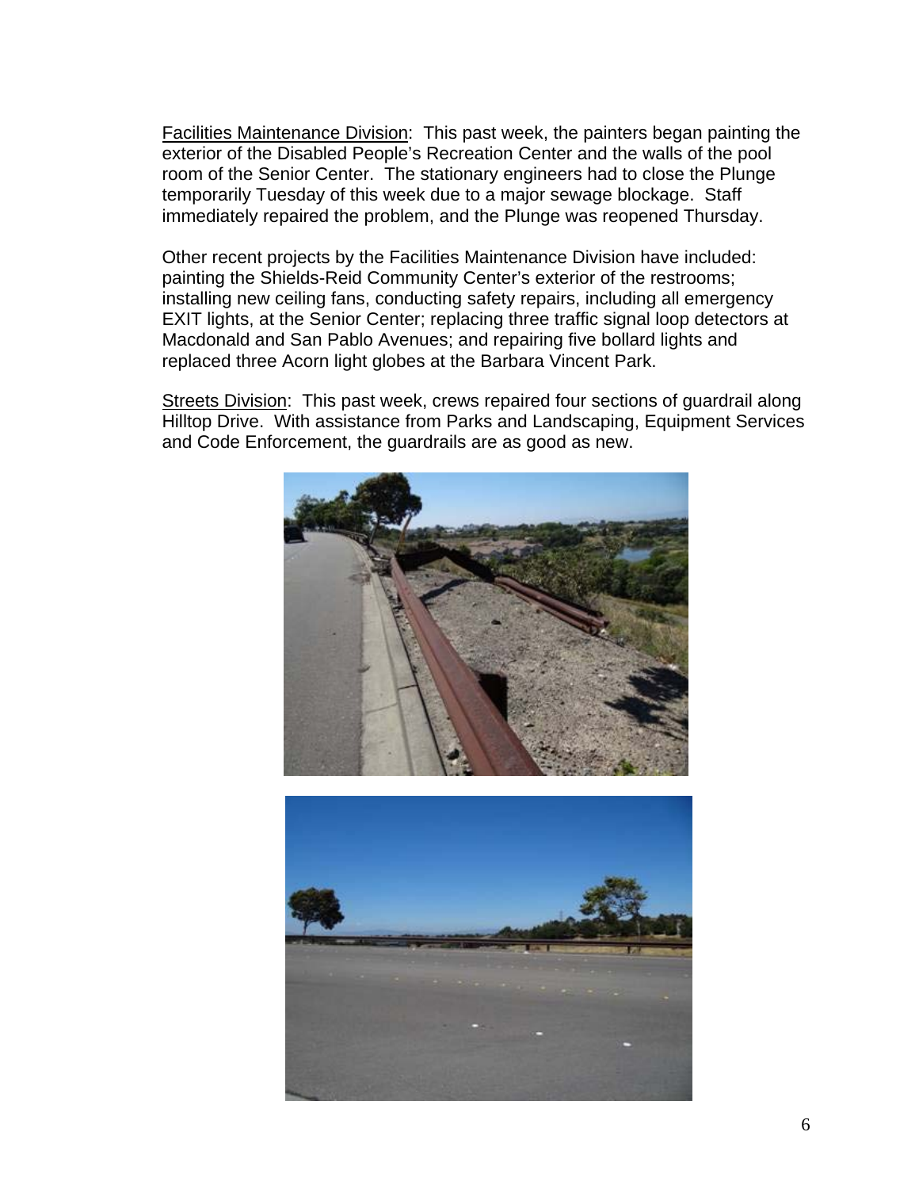Facilities Maintenance Division: This past week, the painters began painting the exterior of the Disabled People's Recreation Center and the walls of the pool room of the Senior Center. The stationary engineers had to close the Plunge temporarily Tuesday of this week due to a major sewage blockage. Staff immediately repaired the problem, and the Plunge was reopened Thursday.

Other recent projects by the Facilities Maintenance Division have included: painting the Shields-Reid Community Center's exterior of the restrooms; installing new ceiling fans, conducting safety repairs, including all emergency EXIT lights, at the Senior Center; replacing three traffic signal loop detectors at Macdonald and San Pablo Avenues; and repairing five bollard lights and replaced three Acorn light globes at the Barbara Vincent Park.

Streets Division: This past week, crews repaired four sections of guardrail along Hilltop Drive. With assistance from Parks and Landscaping, Equipment Services and Code Enforcement, the guardrails are as good as new.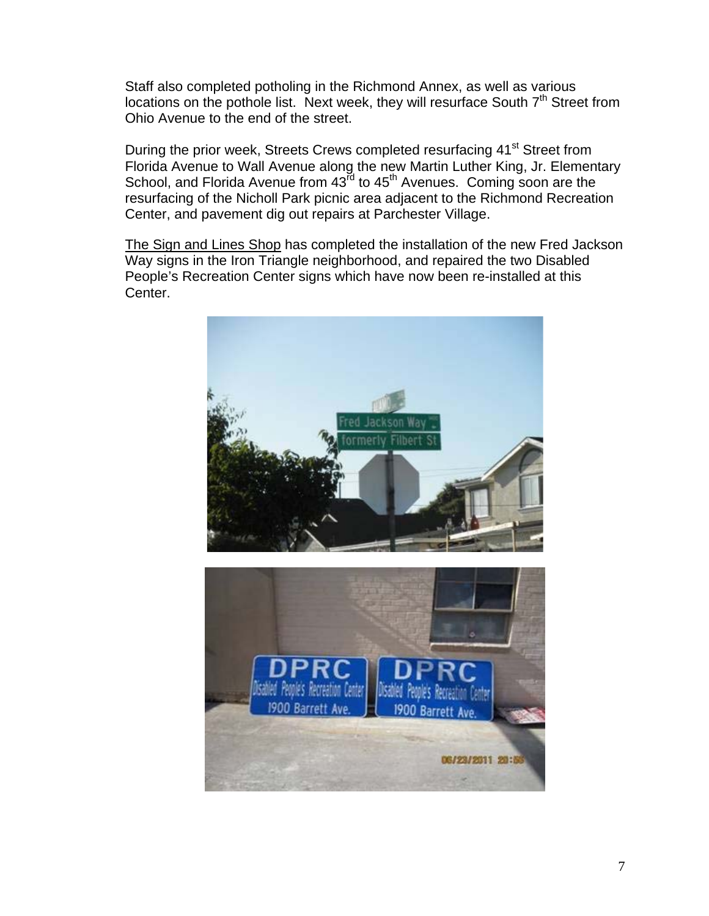Staff also completed potholing in the Richmond Annex, as well as various locations on the pothole list. Next week, they will resurface South 7th Street from Ohio Avenue to the end of the street.

During the prior week, Streets Crews completed resurfacing 41st Street from Florida Avenue to Wall Avenue along the new Martin Luther King, Jr. Elementary School, and Florida Avenue from 43rd to 45th Avenues. Coming soon are the resurfacing of the Nicholl Park picnic area adjacent to the Richmond Recreation Center, and pavement dig out repairs at Parchester Village.

<u>The Sign and Lines Shop</u> has completed the installation of the new Fred Jackson Way signs in the Iron Triangle neighborhood, and repaired the two Disabled People's Recreation Center signs which have now been re-installed at this Center.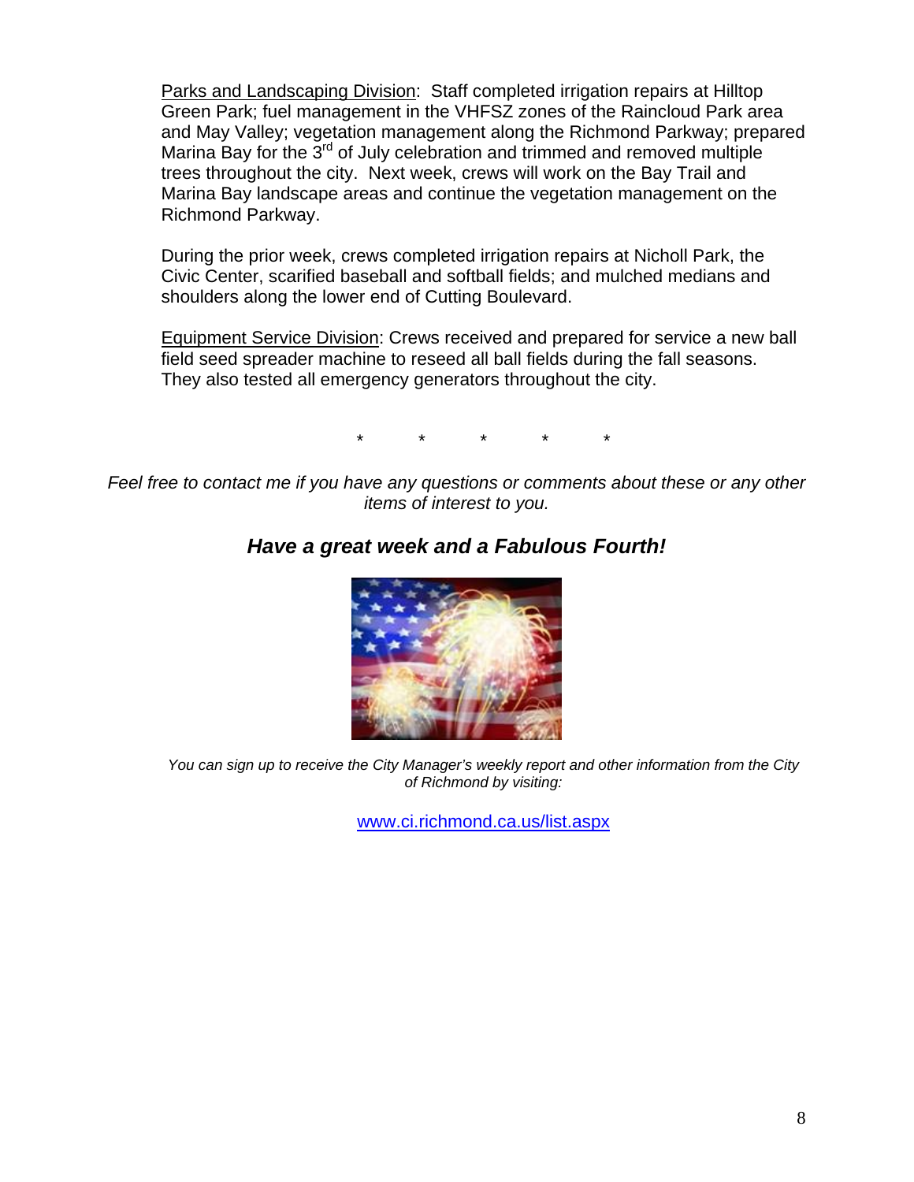Parks and Landscaping Division: Staff completed irrigation repairs at Hilltop Green Park; fuel management in the VHFSZ zones of the Raincloud Park area and May Valley; vegetation management along the Richmond Parkway; prepared Marina Bay for the 3rd of July celebration and trimmed and removed multiple trees throughout the city. Next week, crews will work on the Bay Trail and Marina Bay landscape areas and continue the vegetation management on the Richmond Parkway.

During the prior week, crews completed irrigation repairs at Nicholl Park, the Civic Center, scarified baseball and softball fields; and mulched medians and shoulders along the lower end of Cutting Boulevard.

Equipment Service Division: Crews received and prepared for service a new ball field seed spreader machine to reseed all ball fields during the fall seasons. They also tested all emergency generators throughout the city.

\* \* \* \* \*

*Feel free to contact me if you have any questions or comments about these or any other items of interest to you.*

***Have a great week and a Fabulous Fourth!***

*You can sign up to receive the City Manager's weekly report and other information from the City of Richmond by visiting:*

[www.ci.richmond.ca.us/list.aspx](http://www.ci.richmond.ca.us/list.aspx)